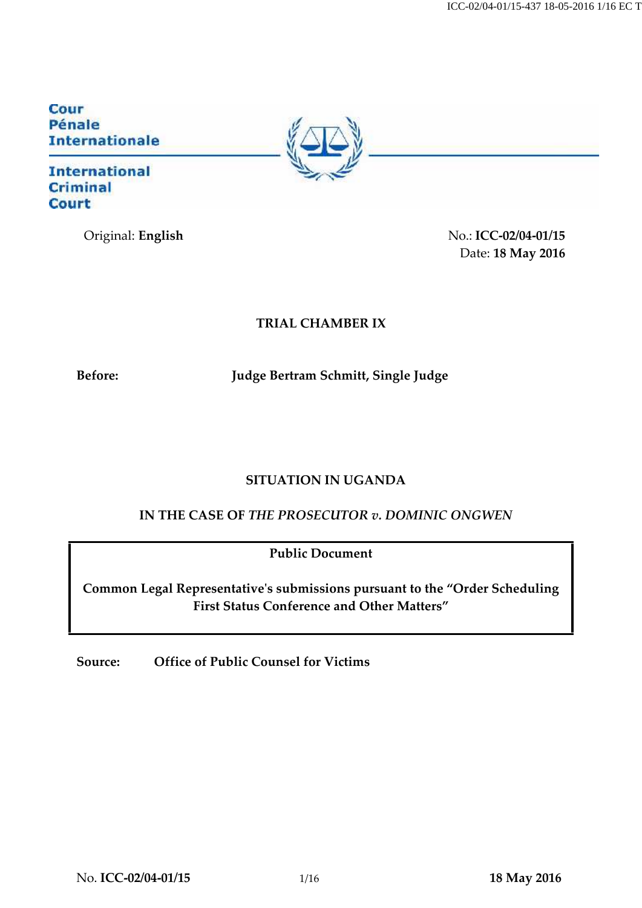Cour
Pénale
Internationale

International
Criminal
Court

Original: **English**

No.: **ICC-02/04-01/15**
Date: **18 May 2016**

**TRIAL CHAMBER IX**

**Before:** **Judge Bertram Schmitt, Single Judge**

**SITUATION IN UGANDA**

**IN THE CASE OF *THE PROSECUTOR v. DOMINIC ONGWEN***

**Public Document**

**Common Legal Representative's submissions pursuant to the "Order Scheduling First Status Conference and Other Matters"**

**Source:** **Office of Public Counsel for Victims**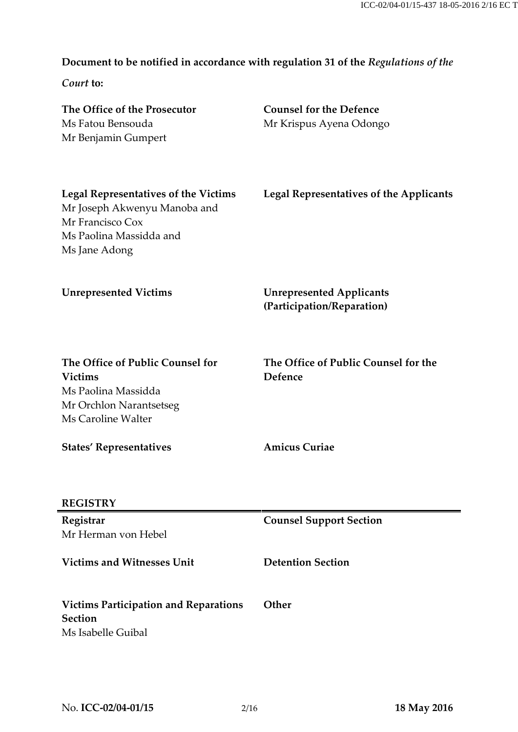**Document to be notified in accordance with regulation 31 of the *Regulations of the Court* to:**

| | |
|---|---|
| **The Office of the Prosecutor**<br>Ms Fatou Bensouda<br>Mr Benjamin Gumpert | **Counsel for the Defence**<br>Mr Krispus Ayena Odongo |
| **Legal Representatives of the Victims**<br>Mr Joseph Akwenyu Manoba and<br>Mr Francisco Cox<br>Ms Paolina Massidda and<br>Ms Jane Adong | **Legal Representatives of the Applicants** |
| **Unrepresented Victims** | **Unrepresented Applicants (Participation/Reparation)** |
| **The Office of Public Counsel for Victims**<br>Ms Paolina Massidda<br>Mr Orchlon Narantsetseg<br>Ms Caroline Walter | **The Office of Public Counsel for the Defence** |
| **States' Representatives** | **Amicus Curiae** |

**REGISTRY**

| | |
|---|---|
| **Registrar**<br>Mr Herman von Hebel | **Counsel Support Section** |
| **Victims and Witnesses Unit** | **Detention Section** |
| **Victims Participation and Reparations Section**<br>Ms Isabelle Guibal | **Other** |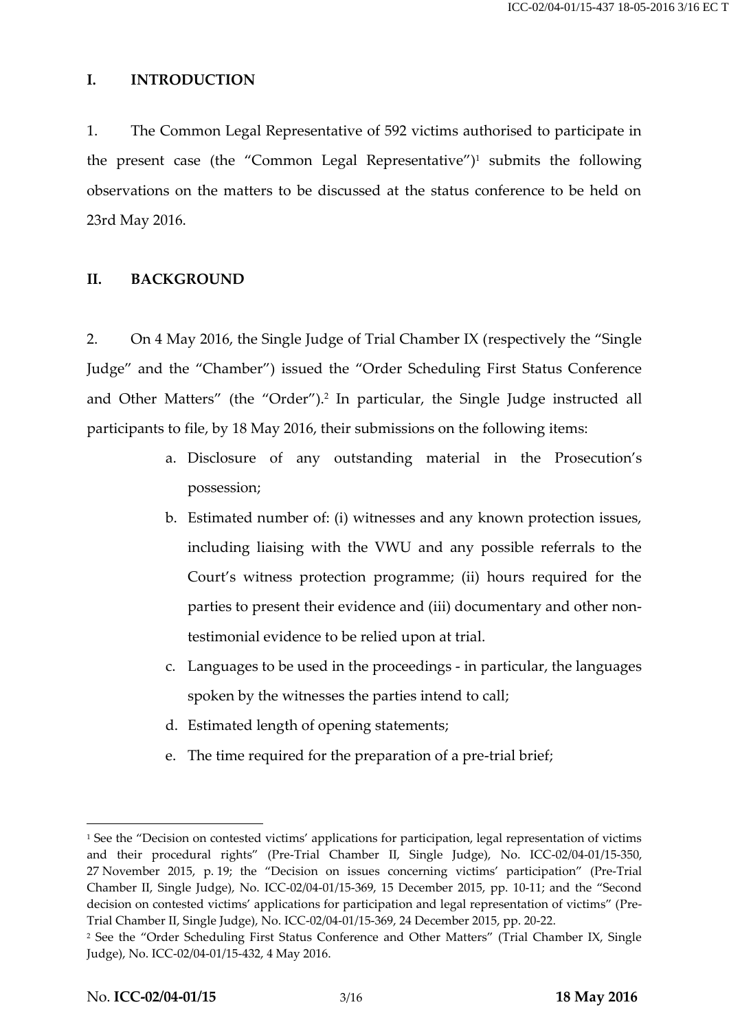## I. INTRODUCTION

1. The Common Legal Representative of 592 victims authorised to participate in the present case (the "Common Legal Representative")[1] submits the following observations on the matters to be discussed at the status conference to be held on 23rd May 2016.

## II. BACKGROUND

2. On 4 May 2016, the Single Judge of Trial Chamber IX (respectively the "Single Judge" and the "Chamber") issued the "Order Scheduling First Status Conference and Other Matters" (the "Order").[2] In particular, the Single Judge instructed all participants to file, by 18 May 2016, their submissions on the following items:

a. Disclosure of any outstanding material in the Prosecution's possession;

b. Estimated number of: (i) witnesses and any known protection issues, including liaising with the VWU and any possible referrals to the Court's witness protection programme; (ii) hours required for the parties to present their evidence and (iii) documentary and other non-testimonial evidence to be relied upon at trial.

c. Languages to be used in the proceedings - in particular, the languages spoken by the witnesses the parties intend to call;

d. Estimated length of opening statements;

e. The time required for the preparation of a pre-trial brief;

---

[1] See the "Decision on contested victims' applications for participation, legal representation of victims and their procedural rights" (Pre-Trial Chamber II, Single Judge), No. ICC-02/04-01/15-350, 27 November 2015, p. 19; the "Decision on issues concerning victims' participation" (Pre-Trial Chamber II, Single Judge), No. ICC-02/04-01/15-369, 15 December 2015, pp. 10-11; and the "Second decision on contested victims' applications for participation and legal representation of victims" (Pre-Trial Chamber II, Single Judge), No. ICC-02/04-01/15-369, 24 December 2015, pp. 20-22.

[2] See the "Order Scheduling First Status Conference and Other Matters" (Trial Chamber IX, Single Judge), No. ICC-02/04-01/15-432, 4 May 2016.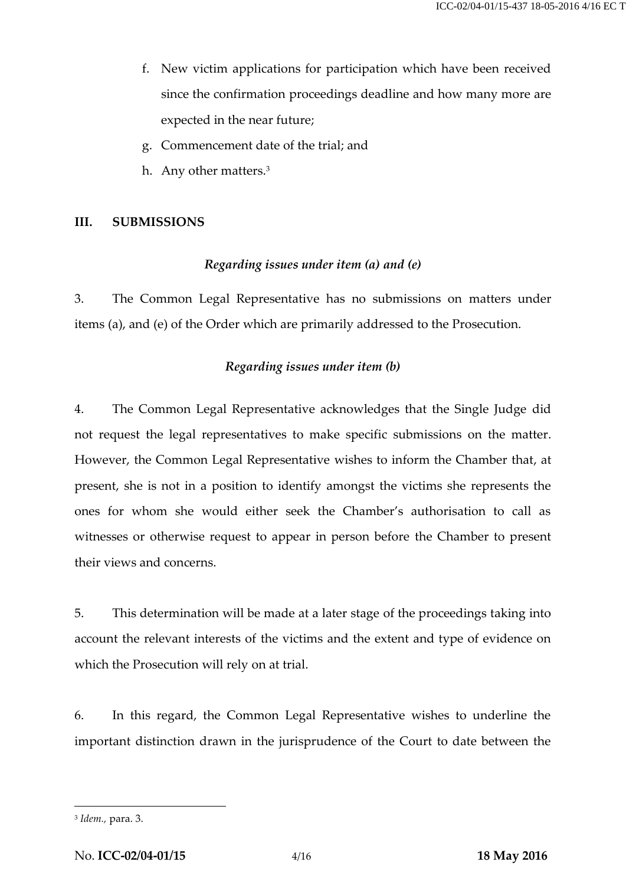f. New victim applications for participation which have been received since the confirmation proceedings deadline and how many more are expected in the near future;

g. Commencement date of the trial; and

h. Any other matters.[3]

## III. SUBMISSIONS

*Regarding issues under item (a) and (e)*

3. The Common Legal Representative has no submissions on matters under items (a), and (e) of the Order which are primarily addressed to the Prosecution.

*Regarding issues under item (b)*

4. The Common Legal Representative acknowledges that the Single Judge did not request the legal representatives to make specific submissions on the matter. However, the Common Legal Representative wishes to inform the Chamber that, at present, she is not in a position to identify amongst the victims she represents the ones for whom she would either seek the Chamber's authorisation to call as witnesses or otherwise request to appear in person before the Chamber to present their views and concerns.

5. This determination will be made at a later stage of the proceedings taking into account the relevant interests of the victims and the extent and type of evidence on which the Prosecution will rely on at trial.

6. In this regard, the Common Legal Representative wishes to underline the important distinction drawn in the jurisprudence of the Court to date between the

---

[3] *Idem.*, para. 3.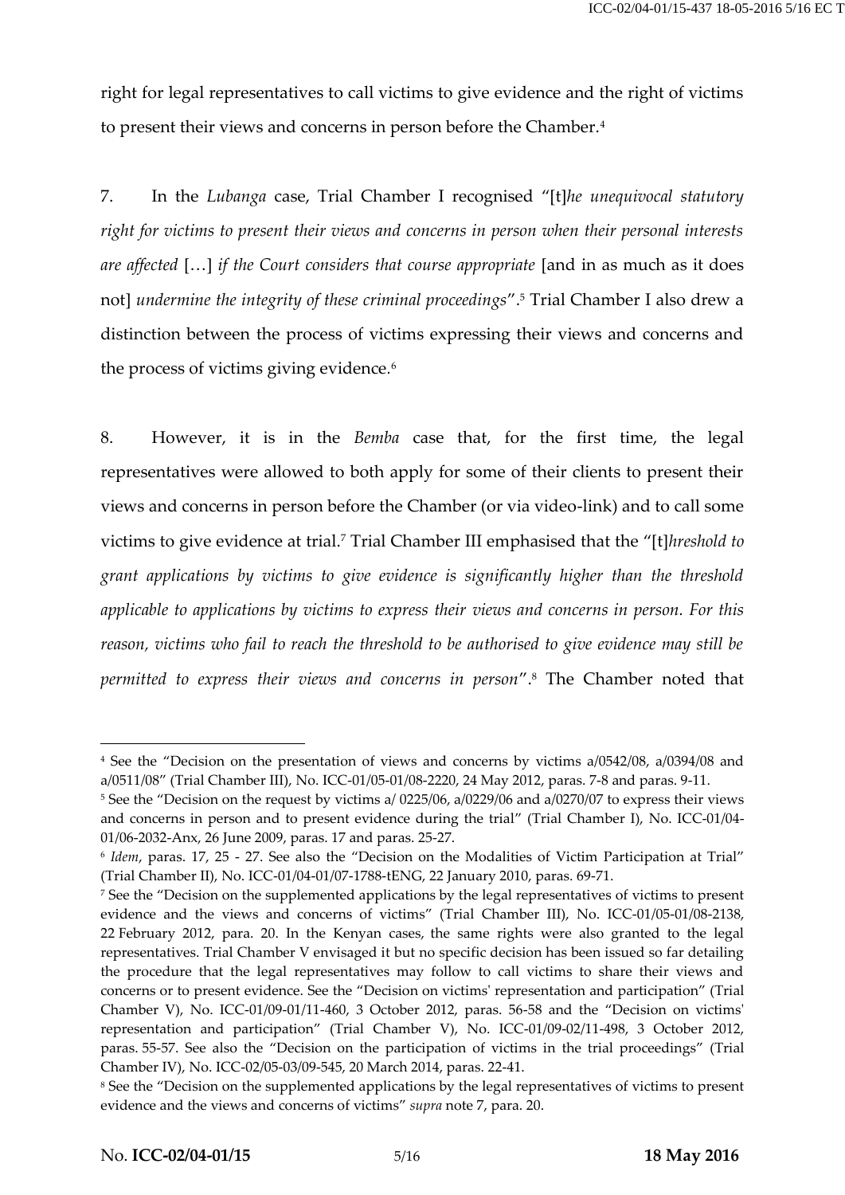right for legal representatives to call victims to give evidence and the right of victims to present their views and concerns in person before the Chamber.[4]

7. In the *Lubanga* case, Trial Chamber I recognised "[t]*he unequivocal statutory right for victims to present their views and concerns in person when their personal interests are affected* […] *if the Court considers that course appropriate* [and in as much as it does not] *undermine the integrity of these criminal proceedings*".[5] Trial Chamber I also drew a distinction between the process of victims expressing their views and concerns and the process of victims giving evidence.[6]

8. However, it is in the *Bemba* case that, for the first time, the legal representatives were allowed to both apply for some of their clients to present their views and concerns in person before the Chamber (or via video-link) and to call some victims to give evidence at trial.[7] Trial Chamber III emphasised that the "[t]*hreshold to grant applications by victims to give evidence is significantly higher than the threshold applicable to applications by victims to express their views and concerns in person. For this reason, victims who fail to reach the threshold to be authorised to give evidence may still be permitted to express their views and concerns in person*".[8] The Chamber noted that

---

[4] See the "Decision on the presentation of views and concerns by victims a/0542/08, a/0394/08 and a/0511/08" (Trial Chamber III), No. ICC-01/05-01/08-2220, 24 May 2012, paras. 7-8 and paras. 9-11.

[5] See the "Decision on the request by victims a/ 0225/06, a/0229/06 and a/0270/07 to express their views and concerns in person and to present evidence during the trial" (Trial Chamber I), No. ICC-01/04-01/06-2032-Anx, 26 June 2009, paras. 17 and paras. 25-27.

[6] *Idem*, paras. 17, 25 - 27. See also the "Decision on the Modalities of Victim Participation at Trial" (Trial Chamber II), No. ICC-01/04-01/07-1788-tENG, 22 January 2010, paras. 69-71.

[7] See the "Decision on the supplemented applications by the legal representatives of victims to present evidence and the views and concerns of victims" (Trial Chamber III), No. ICC-01/05-01/08-2138, 22 February 2012, para. 20. In the Kenyan cases, the same rights were also granted to the legal representatives. Trial Chamber V envisaged it but no specific decision has been issued so far detailing the procedure that the legal representatives may follow to call victims to share their views and concerns or to present evidence. See the "Decision on victims' representation and participation" (Trial Chamber V), No. ICC-01/09-01/11-460, 3 October 2012, paras. 56-58 and the "Decision on victims' representation and participation" (Trial Chamber V), No. ICC-01/09-02/11-498, 3 October 2012, paras. 55-57. See also the "Decision on the participation of victims in the trial proceedings" (Trial Chamber IV), No. ICC-02/05-03/09-545, 20 March 2014, paras. 22-41.

[8] See the "Decision on the supplemented applications by the legal representatives of victims to present evidence and the views and concerns of victims" *supra* note 7, para. 20.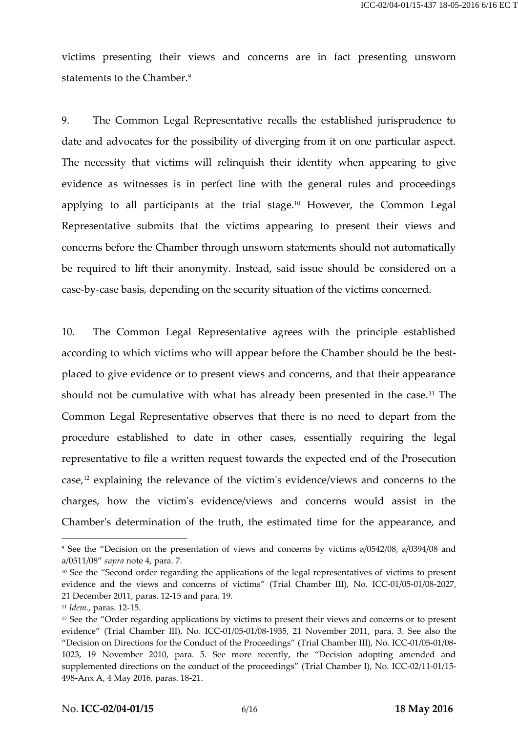victims presenting their views and concerns are in fact presenting unsworn statements to the Chamber.[9]

9. The Common Legal Representative recalls the established jurisprudence to date and advocates for the possibility of diverging from it on one particular aspect. The necessity that victims will relinquish their identity when appearing to give evidence as witnesses is in perfect line with the general rules and proceedings applying to all participants at the trial stage.[10] However, the Common Legal Representative submits that the victims appearing to present their views and concerns before the Chamber through unsworn statements should not automatically be required to lift their anonymity. Instead, said issue should be considered on a case-by-case basis, depending on the security situation of the victims concerned.

10. The Common Legal Representative agrees with the principle established according to which victims who will appear before the Chamber should be the best-placed to give evidence or to present views and concerns, and that their appearance should not be cumulative with what has already been presented in the case.[11] The Common Legal Representative observes that there is no need to depart from the procedure established to date in other cases, essentially requiring the legal representative to file a written request towards the expected end of the Prosecution case,[12] explaining the relevance of the victim's evidence/views and concerns to the charges, how the victim's evidence/views and concerns would assist in the Chamber's determination of the truth, the estimated time for the appearance, and

---

[9] See the "Decision on the presentation of views and concerns by victims a/0542/08, a/0394/08 and a/0511/08" *supra* note 4, para. 7.

[10] See the "Second order regarding the applications of the legal representatives of victims to present evidence and the views and concerns of victims" (Trial Chamber III), No. ICC-01/05-01/08-2027, 21 December 2011, paras. 12-15 and para. 19.

[11] *Idem.*, paras. 12-15.

[12] See the "Order regarding applications by victims to present their views and concerns or to present evidence" (Trial Chamber III), No. ICC-01/05-01/08-1935, 21 November 2011, para. 3. See also the "Decision on Directions for the Conduct of the Proceedings" (Trial Chamber III), No. ICC-01/05-01/08-1023, 19 November 2010, para. 5. See more recently, the "Decision adopting amended and supplemented directions on the conduct of the proceedings" (Trial Chamber I), No. ICC-02/11-01/15-498-Anx A, 4 May 2016, paras. 18-21.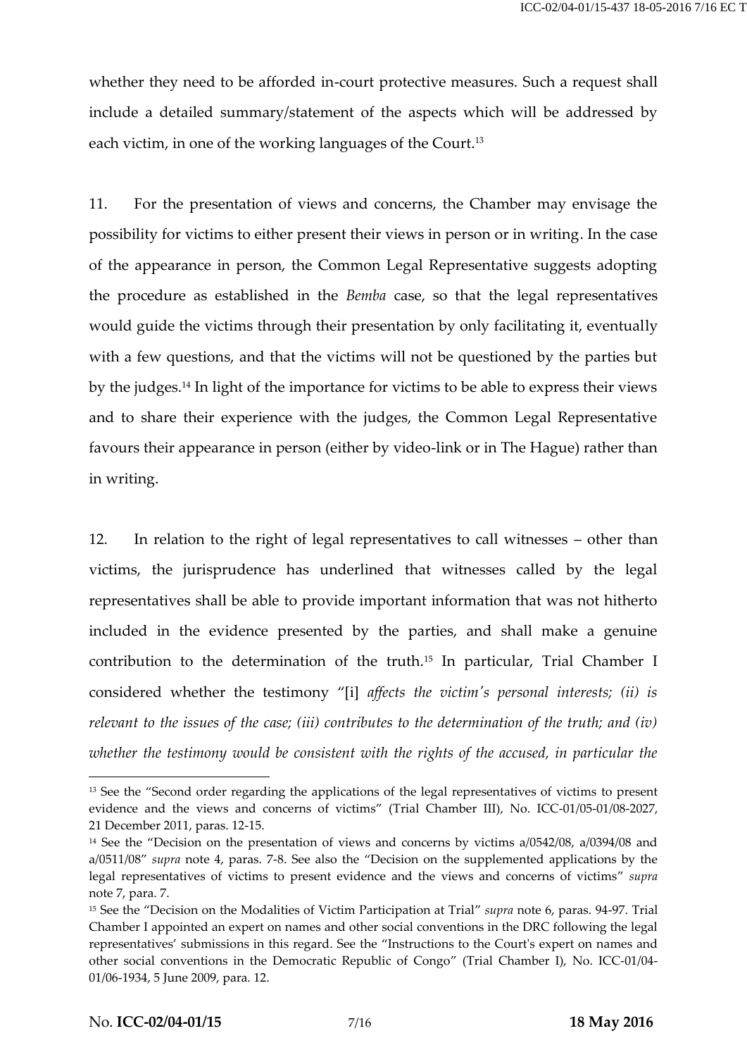whether they need to be afforded in-court protective measures. Such a request shall include a detailed summary/statement of the aspects which will be addressed by each victim, in one of the working languages of the Court.[13]

11. For the presentation of views and concerns, the Chamber may envisage the possibility for victims to either present their views in person or in writing. In the case of the appearance in person, the Common Legal Representative suggests adopting the procedure as established in the *Bemba* case, so that the legal representatives would guide the victims through their presentation by only facilitating it, eventually with a few questions, and that the victims will not be questioned by the parties but by the judges.[14] In light of the importance for victims to be able to express their views and to share their experience with the judges, the Common Legal Representative favours their appearance in person (either by video-link or in The Hague) rather than in writing.

12. In relation to the right of legal representatives to call witnesses – other than victims, the jurisprudence has underlined that witnesses called by the legal representatives shall be able to provide important information that was not hitherto included in the evidence presented by the parties, and shall make a genuine contribution to the determination of the truth.[15] In particular, Trial Chamber I considered whether the testimony "[i] *affects the victim's personal interests; (ii) is relevant to the issues of the case; (iii) contributes to the determination of the truth; and (iv) whether the testimony would be consistent with the rights of the accused, in particular the*

---

[13] See the "Second order regarding the applications of the legal representatives of victims to present evidence and the views and concerns of victims" (Trial Chamber III), No. ICC-01/05-01/08-2027, 21 December 2011, paras. 12-15.

[14] See the "Decision on the presentation of views and concerns by victims a/0542/08, a/0394/08 and a/0511/08" *supra* note 4, paras. 7-8. See also the "Decision on the supplemented applications by the legal representatives of victims to present evidence and the views and concerns of victims" *supra* note 7, para. 7.

[15] See the "Decision on the Modalities of Victim Participation at Trial" *supra* note 6, paras. 94-97. Trial Chamber I appointed an expert on names and other social conventions in the DRC following the legal representatives' submissions in this regard. See the "Instructions to the Court's expert on names and other social conventions in the Democratic Republic of Congo" (Trial Chamber I), No. ICC-01/04-01/06-1934, 5 June 2009, para. 12.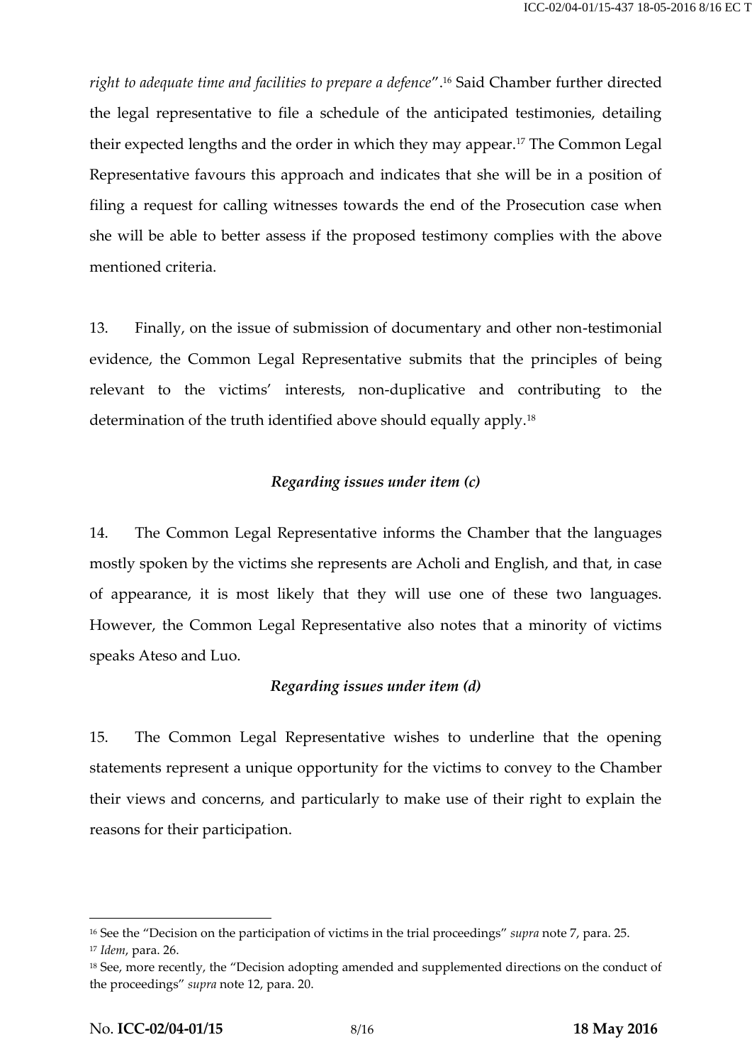*right to adequate time and facilities to prepare a defence*".[16] Said Chamber further directed the legal representative to file a schedule of the anticipated testimonies, detailing their expected lengths and the order in which they may appear.[17] The Common Legal Representative favours this approach and indicates that she will be in a position of filing a request for calling witnesses towards the end of the Prosecution case when she will be able to better assess if the proposed testimony complies with the above mentioned criteria.

13. Finally, on the issue of submission of documentary and other non-testimonial evidence, the Common Legal Representative submits that the principles of being relevant to the victims' interests, non-duplicative and contributing to the determination of the truth identified above should equally apply.[18]

### *Regarding issues under item (c)*

14. The Common Legal Representative informs the Chamber that the languages mostly spoken by the victims she represents are Acholi and English, and that, in case of appearance, it is most likely that they will use one of these two languages. However, the Common Legal Representative also notes that a minority of victims speaks Ateso and Luo.

### *Regarding issues under item (d)*

15. The Common Legal Representative wishes to underline that the opening statements represent a unique opportunity for the victims to convey to the Chamber their views and concerns, and particularly to make use of their right to explain the reasons for their participation.

---

[16] See the "Decision on the participation of victims in the trial proceedings" *supra* note 7, para. 25.

[17] *Idem*, para. 26.

[18] See, more recently, the "Decision adopting amended and supplemented directions on the conduct of the proceedings" *supra* note 12, para. 20.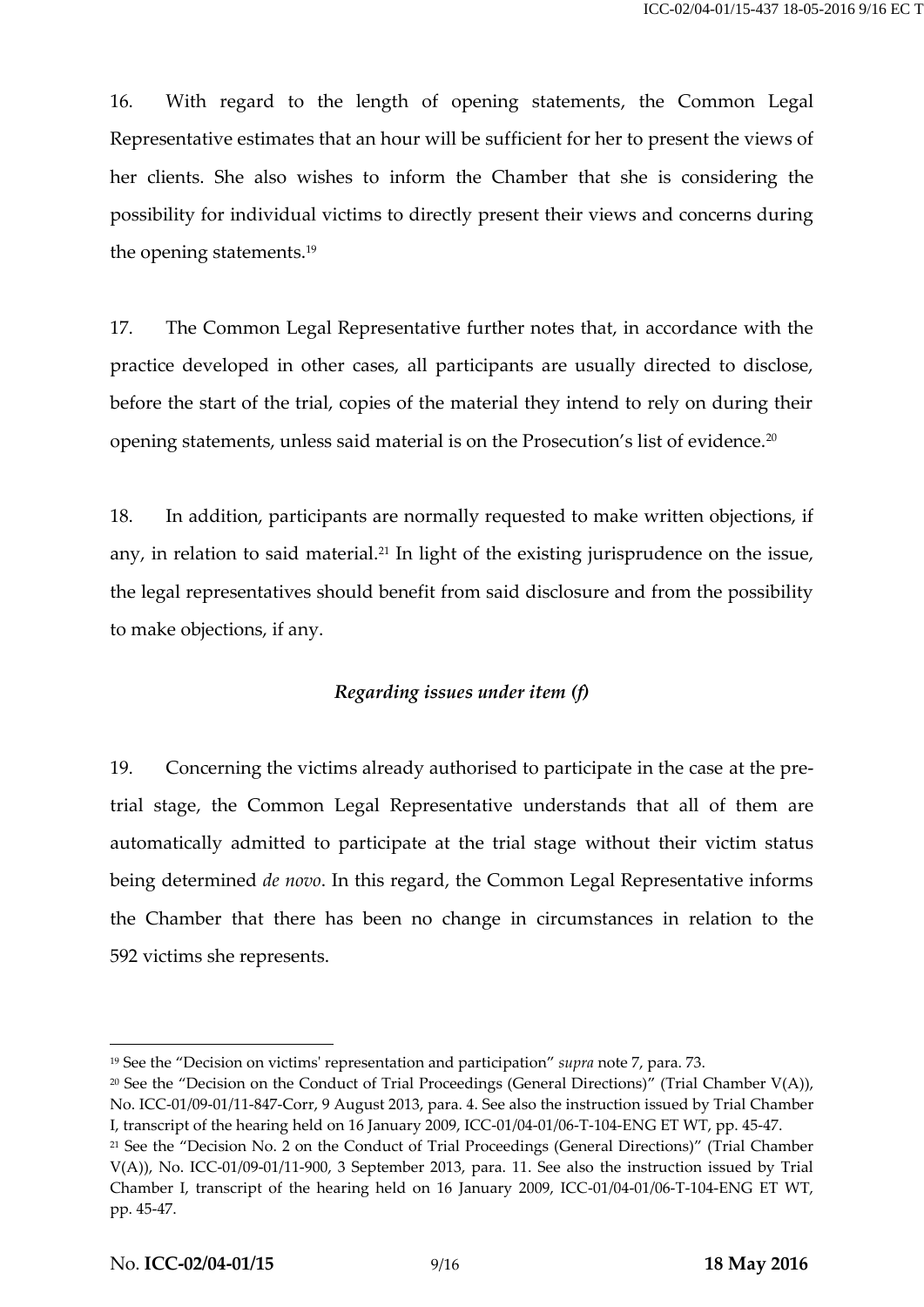16. With regard to the length of opening statements, the Common Legal Representative estimates that an hour will be sufficient for her to present the views of her clients. She also wishes to inform the Chamber that she is considering the possibility for individual victims to directly present their views and concerns during the opening statements.[19]

17. The Common Legal Representative further notes that, in accordance with the practice developed in other cases, all participants are usually directed to disclose, before the start of the trial, copies of the material they intend to rely on during their opening statements, unless said material is on the Prosecution's list of evidence.[20]

18. In addition, participants are normally requested to make written objections, if any, in relation to said material.[21] In light of the existing jurisprudence on the issue, the legal representatives should benefit from said disclosure and from the possibility to make objections, if any.

### *Regarding issues under item (f)*

19. Concerning the victims already authorised to participate in the case at the pre-trial stage, the Common Legal Representative understands that all of them are automatically admitted to participate at the trial stage without their victim status being determined *de novo*. In this regard, the Common Legal Representative informs the Chamber that there has been no change in circumstances in relation to the 592 victims she represents.

---

[19] See the "Decision on victims' representation and participation" *supra* note 7, para. 73.

[20] See the "Decision on the Conduct of Trial Proceedings (General Directions)" (Trial Chamber V(A)), No. ICC-01/09-01/11-847-Corr, 9 August 2013, para. 4. See also the instruction issued by Trial Chamber I, transcript of the hearing held on 16 January 2009, ICC-01/04-01/06-T-104-ENG ET WT, pp. 45-47.

[21] See the "Decision No. 2 on the Conduct of Trial Proceedings (General Directions)" (Trial Chamber V(A)), No. ICC-01/09-01/11-900, 3 September 2013, para. 11. See also the instruction issued by Trial Chamber I, transcript of the hearing held on 16 January 2009, ICC-01/04-01/06-T-104-ENG ET WT, pp. 45-47.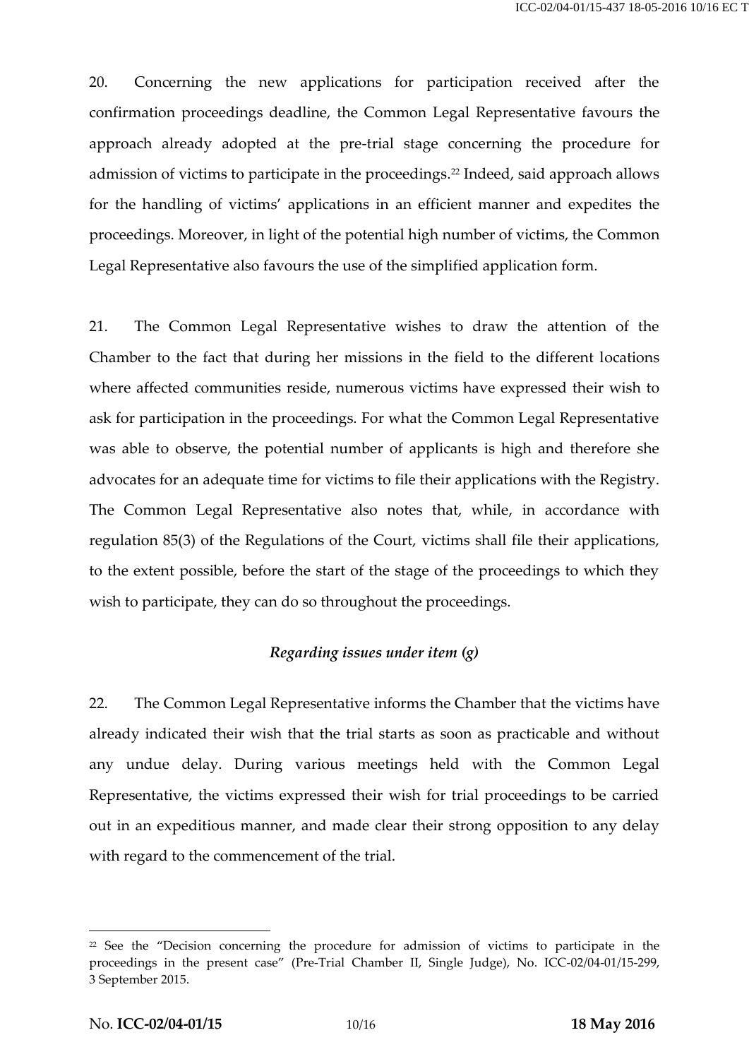20. Concerning the new applications for participation received after the confirmation proceedings deadline, the Common Legal Representative favours the approach already adopted at the pre-trial stage concerning the procedure for admission of victims to participate in the proceedings.[22] Indeed, said approach allows for the handling of victims' applications in an efficient manner and expedites the proceedings. Moreover, in light of the potential high number of victims, the Common Legal Representative also favours the use of the simplified application form.

21. The Common Legal Representative wishes to draw the attention of the Chamber to the fact that during her missions in the field to the different locations where affected communities reside, numerous victims have expressed their wish to ask for participation in the proceedings. For what the Common Legal Representative was able to observe, the potential number of applicants is high and therefore she advocates for an adequate time for victims to file their applications with the Registry. The Common Legal Representative also notes that, while, in accordance with regulation 85(3) of the Regulations of the Court, victims shall file their applications, to the extent possible, before the start of the stage of the proceedings to which they wish to participate, they can do so throughout the proceedings.

### *Regarding issues under item (g)*

22. The Common Legal Representative informs the Chamber that the victims have already indicated their wish that the trial starts as soon as practicable and without any undue delay. During various meetings held with the Common Legal Representative, the victims expressed their wish for trial proceedings to be carried out in an expeditious manner, and made clear their strong opposition to any delay with regard to the commencement of the trial.

---

[22] See the "Decision concerning the procedure for admission of victims to participate in the proceedings in the present case" (Pre-Trial Chamber II, Single Judge), No. ICC-02/04-01/15-299, 3 September 2015.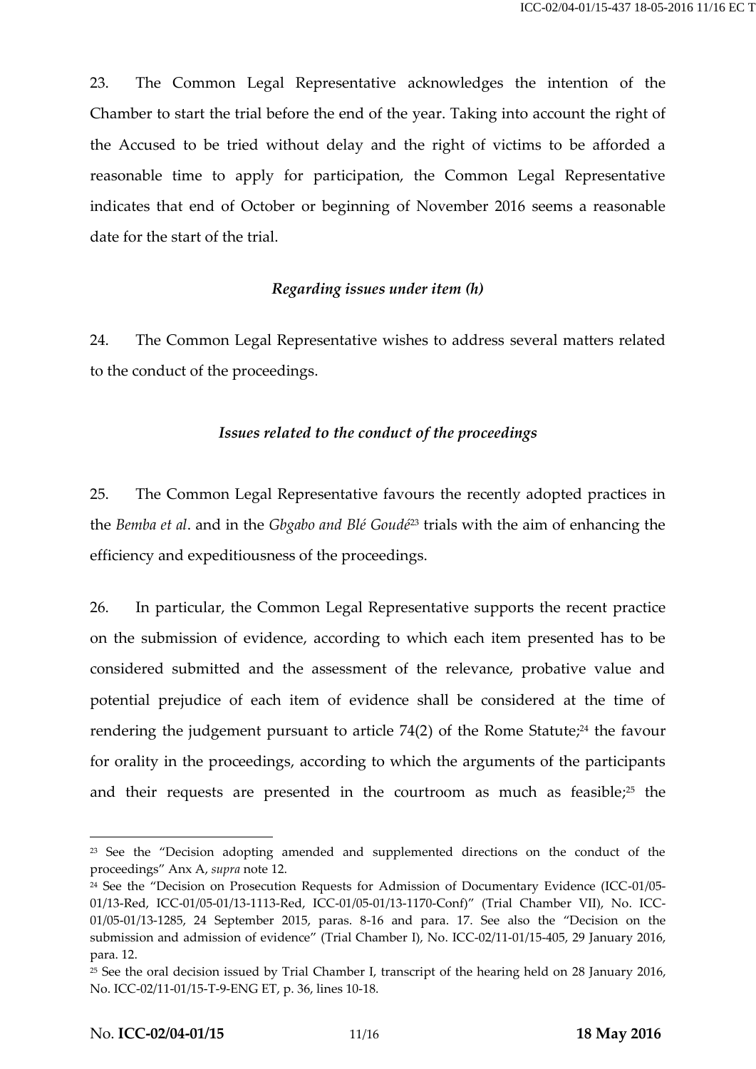23. The Common Legal Representative acknowledges the intention of the Chamber to start the trial before the end of the year. Taking into account the right of the Accused to be tried without delay and the right of victims to be afforded a reasonable time to apply for participation, the Common Legal Representative indicates that end of October or beginning of November 2016 seems a reasonable date for the start of the trial.

*Regarding issues under item (h)*

24. The Common Legal Representative wishes to address several matters related to the conduct of the proceedings.

*Issues related to the conduct of the proceedings*

25. The Common Legal Representative favours the recently adopted practices in the *Bemba et al*. and in the *Gbgabo and Blé Goudé*[23] trials with the aim of enhancing the efficiency and expeditiousness of the proceedings.

26. In particular, the Common Legal Representative supports the recent practice on the submission of evidence, according to which each item presented has to be considered submitted and the assessment of the relevance, probative value and potential prejudice of each item of evidence shall be considered at the time of rendering the judgement pursuant to article 74(2) of the Rome Statute;[24] the favour for orality in the proceedings, according to which the arguments of the participants and their requests are presented in the courtroom as much as feasible;[25] the

---

[23] See the "Decision adopting amended and supplemented directions on the conduct of the proceedings" Anx A, *supra* note 12.

[24] See the "Decision on Prosecution Requests for Admission of Documentary Evidence (ICC-01/05-01/13-Red, ICC-01/05-01/13-1113-Red, ICC-01/05-01/13-1170-Conf)" (Trial Chamber VII), No. ICC-01/05-01/13-1285, 24 September 2015, paras. 8-16 and para. 17. See also the "Decision on the submission and admission of evidence" (Trial Chamber I), No. ICC-02/11-01/15-405, 29 January 2016, para. 12.

[25] See the oral decision issued by Trial Chamber I, transcript of the hearing held on 28 January 2016, No. ICC-02/11-01/15-T-9-ENG ET, p. 36, lines 10-18.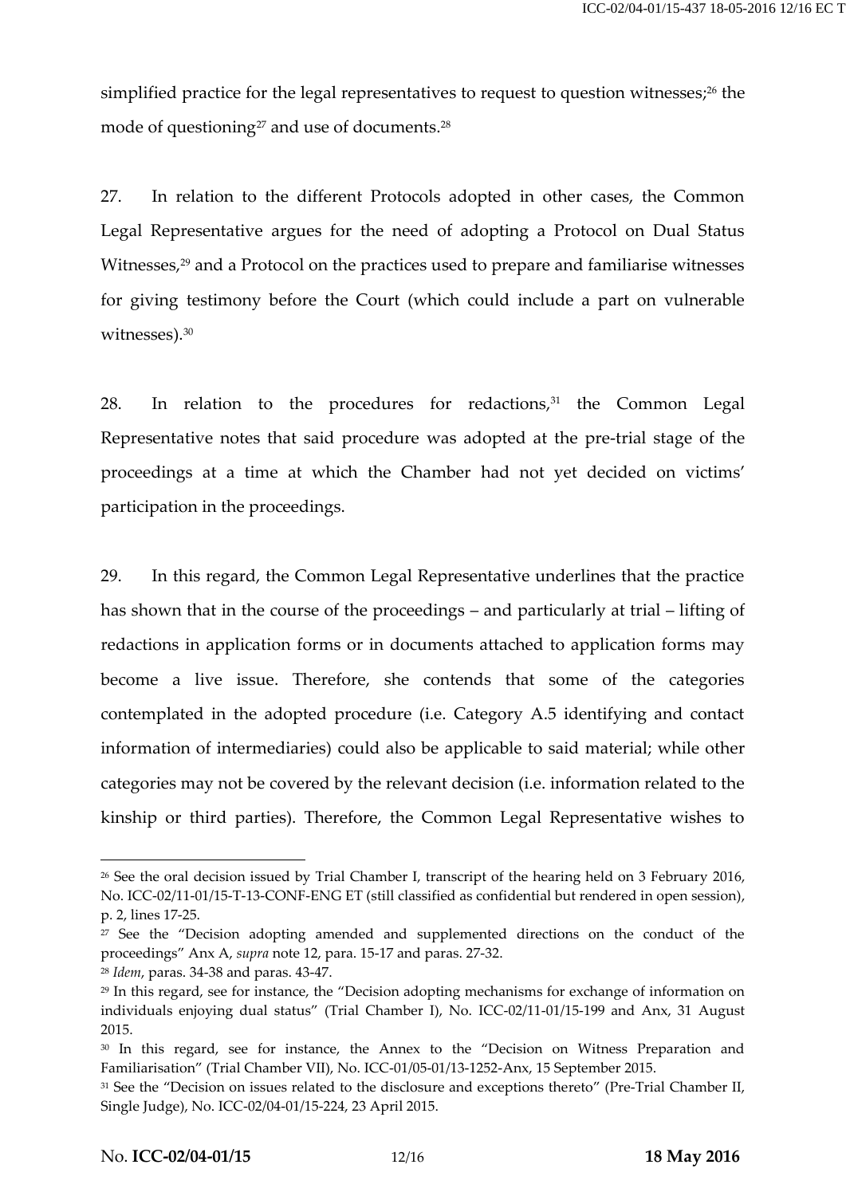simplified practice for the legal representatives to request to question witnesses;[26] the mode of questioning[27] and use of documents.[28]

27. In relation to the different Protocols adopted in other cases, the Common Legal Representative argues for the need of adopting a Protocol on Dual Status Witnesses,[29] and a Protocol on the practices used to prepare and familiarise witnesses for giving testimony before the Court (which could include a part on vulnerable witnesses).[30]

28. In relation to the procedures for redactions,[31] the Common Legal Representative notes that said procedure was adopted at the pre-trial stage of the proceedings at a time at which the Chamber had not yet decided on victims' participation in the proceedings.

29. In this regard, the Common Legal Representative underlines that the practice has shown that in the course of the proceedings – and particularly at trial – lifting of redactions in application forms or in documents attached to application forms may become a live issue. Therefore, she contends that some of the categories contemplated in the adopted procedure (i.e. Category A.5 identifying and contact information of intermediaries) could also be applicable to said material; while other categories may not be covered by the relevant decision (i.e. information related to the kinship or third parties). Therefore, the Common Legal Representative wishes to

---

[26] See the oral decision issued by Trial Chamber I, transcript of the hearing held on 3 February 2016, No. ICC-02/11-01/15-T-13-CONF-ENG ET (still classified as confidential but rendered in open session), p. 2, lines 17-25.

[27] See the "Decision adopting amended and supplemented directions on the conduct of the proceedings" Anx A, *supra* note 12, para. 15-17 and paras. 27-32.

[28] *Idem*, paras. 34-38 and paras. 43-47.

[29] In this regard, see for instance, the "Decision adopting mechanisms for exchange of information on individuals enjoying dual status" (Trial Chamber I), No. ICC-02/11-01/15-199 and Anx, 31 August 2015.

[30] In this regard, see for instance, the Annex to the "Decision on Witness Preparation and Familiarisation" (Trial Chamber VII), No. ICC-01/05-01/13-1252-Anx, 15 September 2015.

[31] See the "Decision on issues related to the disclosure and exceptions thereto" (Pre-Trial Chamber II, Single Judge), No. ICC-02/04-01/15-224, 23 April 2015.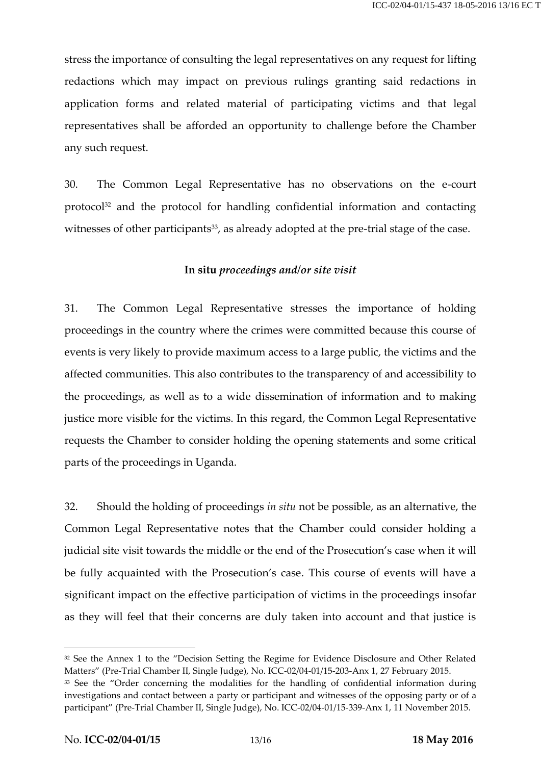stress the importance of consulting the legal representatives on any request for lifting redactions which may impact on previous rulings granting said redactions in application forms and related material of participating victims and that legal representatives shall be afforded an opportunity to challenge before the Chamber any such request.

30. The Common Legal Representative has no observations on the e-court protocol[32] and the protocol for handling confidential information and contacting witnesses of other participants[33], as already adopted at the pre-trial stage of the case.

**In situ** ***proceedings and/or site visit***

31. The Common Legal Representative stresses the importance of holding proceedings in the country where the crimes were committed because this course of events is very likely to provide maximum access to a large public, the victims and the affected communities. This also contributes to the transparency of and accessibility to the proceedings, as well as to a wide dissemination of information and to making justice more visible for the victims. In this regard, the Common Legal Representative requests the Chamber to consider holding the opening statements and some critical parts of the proceedings in Uganda.

32. Should the holding of proceedings *in situ* not be possible, as an alternative, the Common Legal Representative notes that the Chamber could consider holding a judicial site visit towards the middle or the end of the Prosecution's case when it will be fully acquainted with the Prosecution's case. This course of events will have a significant impact on the effective participation of victims in the proceedings insofar as they will feel that their concerns are duly taken into account and that justice is

---

[32] See the Annex 1 to the "Decision Setting the Regime for Evidence Disclosure and Other Related Matters" (Pre-Trial Chamber II, Single Judge), No. ICC-02/04-01/15-203-Anx 1, 27 February 2015.

[33] See the "Order concerning the modalities for the handling of confidential information during investigations and contact between a party or participant and witnesses of the opposing party or of a participant" (Pre-Trial Chamber II, Single Judge), No. ICC-02/04-01/15-339-Anx 1, 11 November 2015.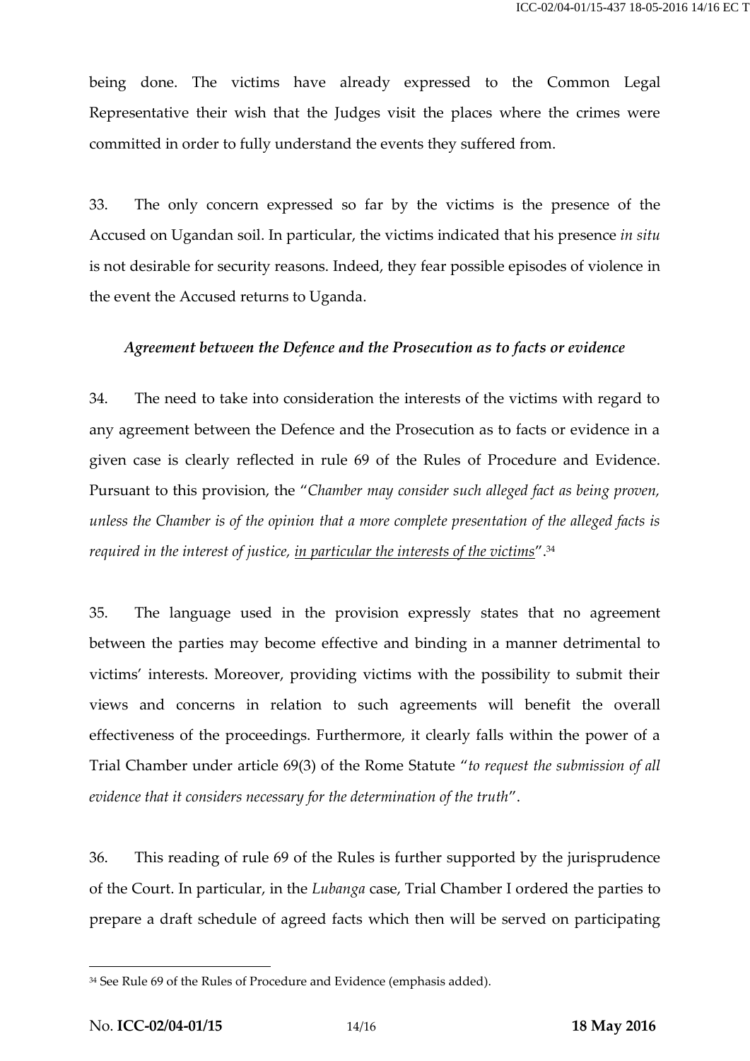being done. The victims have already expressed to the Common Legal Representative their wish that the Judges visit the places where the crimes were committed in order to fully understand the events they suffered from.

33. The only concern expressed so far by the victims is the presence of the Accused on Ugandan soil. In particular, the victims indicated that his presence *in situ* is not desirable for security reasons. Indeed, they fear possible episodes of violence in the event the Accused returns to Uganda.

### *Agreement between the Defence and the Prosecution as to facts or evidence*

34. The need to take into consideration the interests of the victims with regard to any agreement between the Defence and the Prosecution as to facts or evidence in a given case is clearly reflected in rule 69 of the Rules of Procedure and Evidence. Pursuant to this provision, the "*Chamber may consider such alleged fact as being proven, unless the Chamber is of the opinion that a more complete presentation of the alleged facts is required in the interest of justice, <u>in particular the interests of the victims</u>*".[34]

35. The language used in the provision expressly states that no agreement between the parties may become effective and binding in a manner detrimental to victims' interests. Moreover, providing victims with the possibility to submit their views and concerns in relation to such agreements will benefit the overall effectiveness of the proceedings. Furthermore, it clearly falls within the power of a Trial Chamber under article 69(3) of the Rome Statute "*to request the submission of all evidence that it considers necessary for the determination of the truth*".

36. This reading of rule 69 of the Rules is further supported by the jurisprudence of the Court. In particular, in the *Lubanga* case, Trial Chamber I ordered the parties to prepare a draft schedule of agreed facts which then will be served on participating

---

[34] See Rule 69 of the Rules of Procedure and Evidence (emphasis added).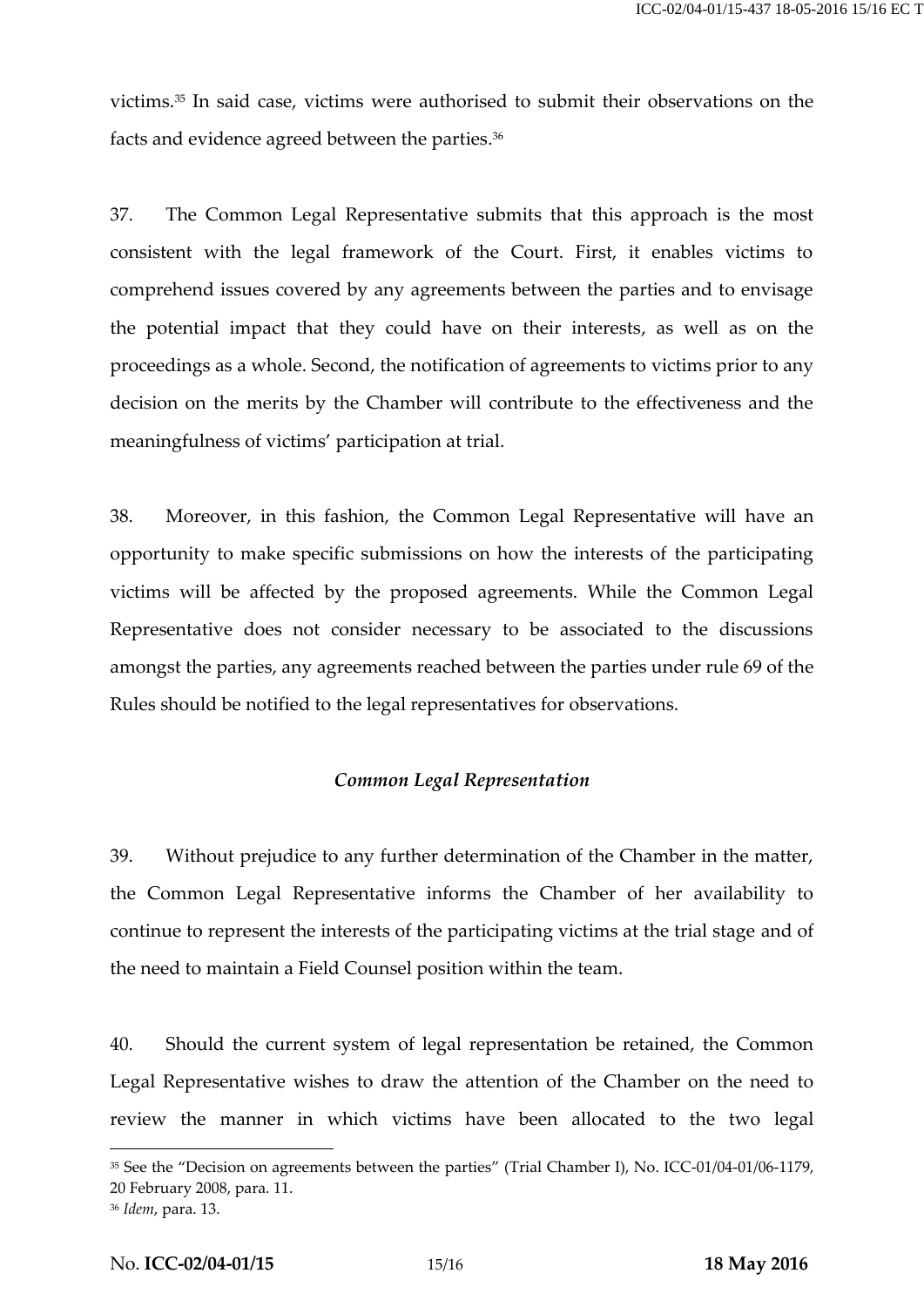victims.[35] In said case, victims were authorised to submit their observations on the facts and evidence agreed between the parties.[36]

37. The Common Legal Representative submits that this approach is the most consistent with the legal framework of the Court. First, it enables victims to comprehend issues covered by any agreements between the parties and to envisage the potential impact that they could have on their interests, as well as on the proceedings as a whole. Second, the notification of agreements to victims prior to any decision on the merits by the Chamber will contribute to the effectiveness and the meaningfulness of victims' participation at trial.

38. Moreover, in this fashion, the Common Legal Representative will have an opportunity to make specific submissions on how the interests of the participating victims will be affected by the proposed agreements. While the Common Legal Representative does not consider necessary to be associated to the discussions amongst the parties, any agreements reached between the parties under rule 69 of the Rules should be notified to the legal representatives for observations.

### *Common Legal Representation*

39. Without prejudice to any further determination of the Chamber in the matter, the Common Legal Representative informs the Chamber of her availability to continue to represent the interests of the participating victims at the trial stage and of the need to maintain a Field Counsel position within the team.

40. Should the current system of legal representation be retained, the Common Legal Representative wishes to draw the attention of the Chamber on the need to review the manner in which victims have been allocated to the two legal

---

[35] See the "Decision on agreements between the parties" (Trial Chamber I), No. ICC-01/04-01/06-1179, 20 February 2008, para. 11.

[36] *Idem*, para. 13.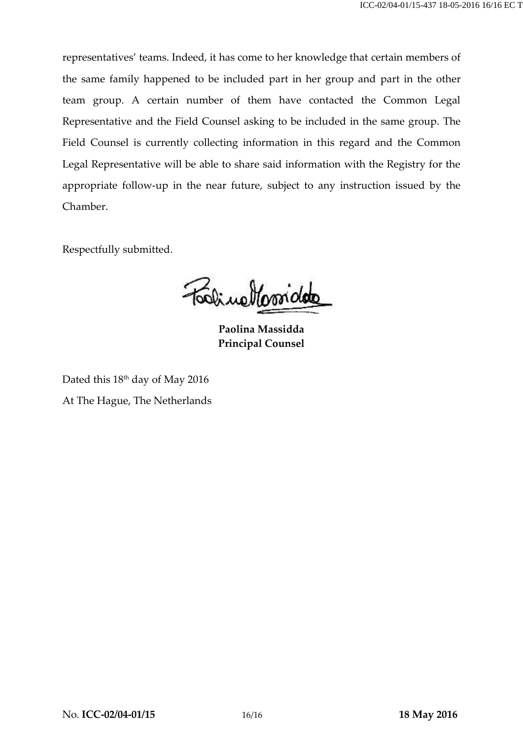representatives' teams. Indeed, it has come to her knowledge that certain members of the same family happened to be included part in her group and part in the other team group. A certain number of them have contacted the Common Legal Representative and the Field Counsel asking to be included in the same group. The Field Counsel is currently collecting information in this regard and the Common Legal Representative will be able to share said information with the Registry for the appropriate follow-up in the near future, subject to any instruction issued by the Chamber.

Respectfully submitted.

**Paolina Massidda**
**Principal Counsel**

Dated this 18th day of May 2016
At The Hague, The Netherlands